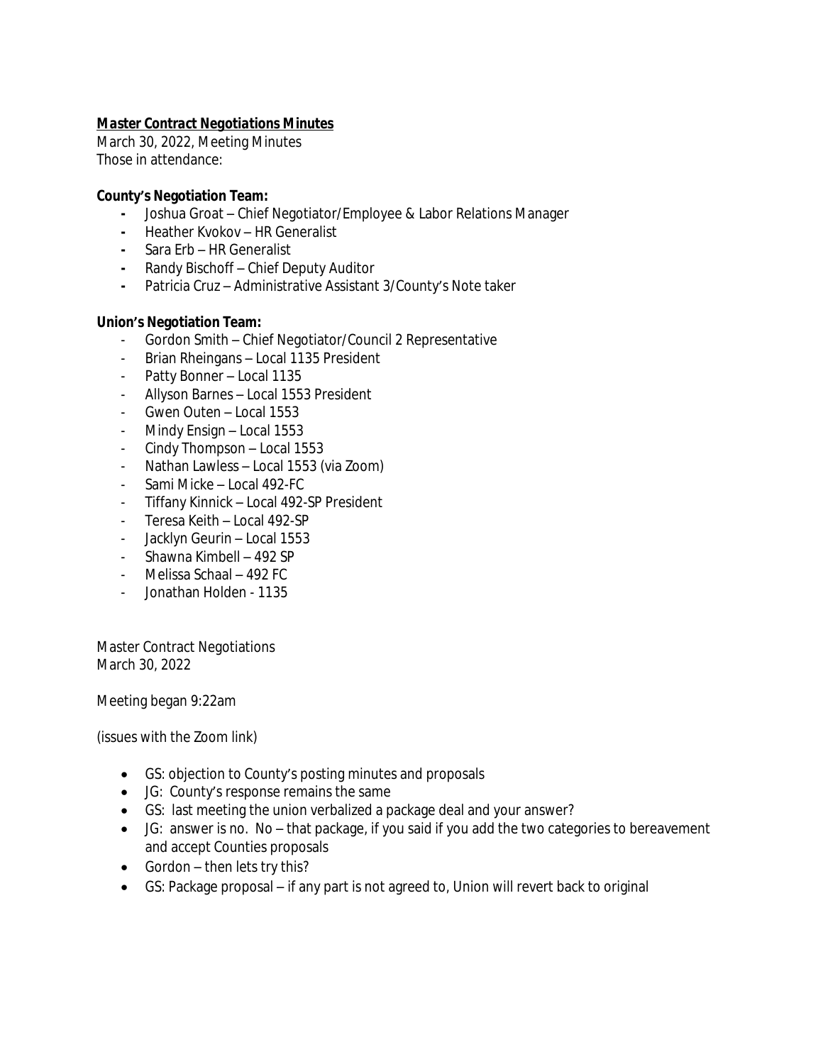***Master Contract Negotiations Minutes***

March 30, 2022, Meeting Minutes
Those in attendance:

**County's Negotiation Team:**

- Joshua Groat – Chief Negotiator/Employee & Labor Relations Manager
- Heather Kvokov – HR Generalist
- Sara Erb – HR Generalist
- Randy Bischoff – Chief Deputy Auditor
- Patricia Cruz – Administrative Assistant 3/County's Note taker

**Union's Negotiation Team:**

- Gordon Smith – Chief Negotiator/Council 2 Representative
- Brian Rheingans – Local 1135 President
- Patty Bonner – Local 1135
- Allyson Barnes – Local 1553 President
- Gwen Outen – Local 1553
- Mindy Ensign – Local 1553
- Cindy Thompson – Local 1553
- Nathan Lawless – Local 1553 (via Zoom)
- Sami Micke – Local 492-FC
- Tiffany Kinnick – Local 492-SP President
- Teresa Keith – Local 492-SP
- Jacklyn Geurin – Local 1553
- Shawna Kimbell – 492 SP
- Melissa Schaal – 492 FC
- Jonathan Holden - 1135

Master Contract Negotiations
March 30, 2022

Meeting began 9:22am

(issues with the Zoom link)

- GS: objection to County's posting minutes and proposals
- JG: County's response remains the same
- GS: last meeting the union verbalized a package deal and your answer?
- JG: answer is no. No – that package, if you said if you add the two categories to bereavement and accept Counties proposals
- Gordon – then lets try this?
- GS: Package proposal – if any part is not agreed to, Union will revert back to original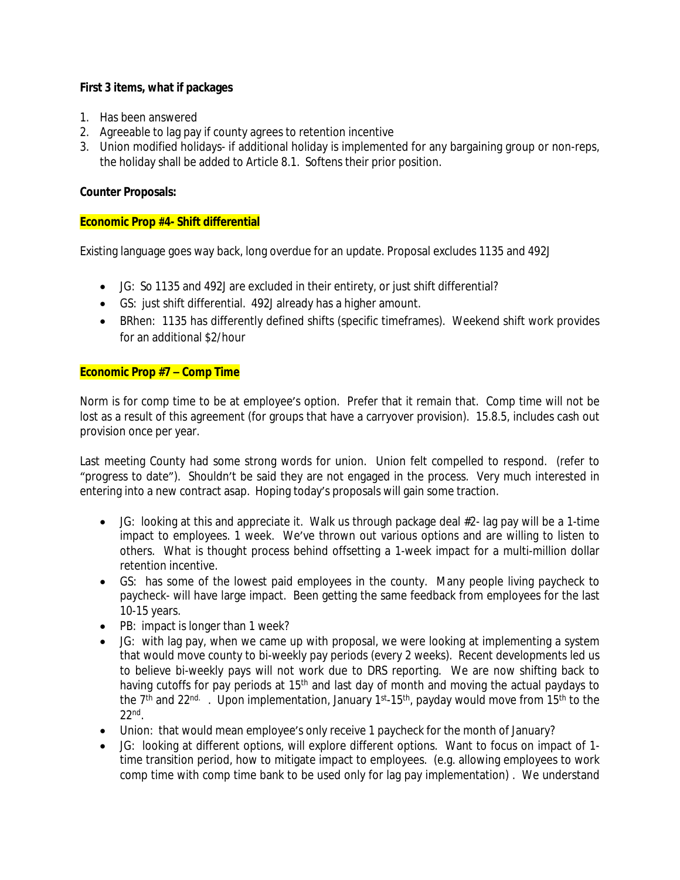**First 3 items, what if packages**

1. Has been answered
2. Agreeable to lag pay if county agrees to retention incentive
3. Union modified holidays- if additional holiday is implemented for any bargaining group or non-reps, the holiday shall be added to Article 8.1. Softens their prior position.

**Counter Proposals:**

**Economic Prop #4- Shift differential**

Existing language goes way back, long overdue for an update. Proposal excludes 1135 and 492J

- JG: So 1135 and 492J are excluded in their entirety, or just shift differential?
- GS: just shift differential. 492J already has a higher amount.
- BRhen: 1135 has differently defined shifts (specific timeframes). Weekend shift work provides for an additional $2/hour

**Economic Prop #7 – Comp Time**

Norm is for comp time to be at employee's option. Prefer that it remain that. Comp time will not be lost as a result of this agreement (for groups that have a carryover provision). 15.8.5, includes cash out provision once per year.

Last meeting County had some strong words for union. Union felt compelled to respond. (refer to "progress to date"). Shouldn't be said they are not engaged in the process. Very much interested in entering into a new contract asap. Hoping today's proposals will gain some traction.

- JG: looking at this and appreciate it. Walk us through package deal #2- lag pay will be a 1-time impact to employees. 1 week. We've thrown out various options and are willing to listen to others. What is thought process behind offsetting a 1-week impact for a multi-million dollar retention incentive.
- GS: has some of the lowest paid employees in the county. Many people living paycheck to paycheck- will have large impact. Been getting the same feedback from employees for the last 10-15 years.
- PB: impact is longer than 1 week?
- JG: with lag pay, when we came up with proposal, we were looking at implementing a system that would move county to bi-weekly pay periods (every 2 weeks). Recent developments led us to believe bi-weekly pays will not work due to DRS reporting. We are now shifting back to having cutoffs for pay periods at 15th and last day of month and moving the actual paydays to the 7th and 22nd. Upon implementation, January 1st-15th, payday would move from 15th to the 22nd.
- Union: that would mean employee's only receive 1 paycheck for the month of January?
- JG: looking at different options, will explore different options. Want to focus on impact of 1-time transition period, how to mitigate impact to employees. (e.g. allowing employees to work comp time with comp time bank to be used only for lag pay implementation) . We understand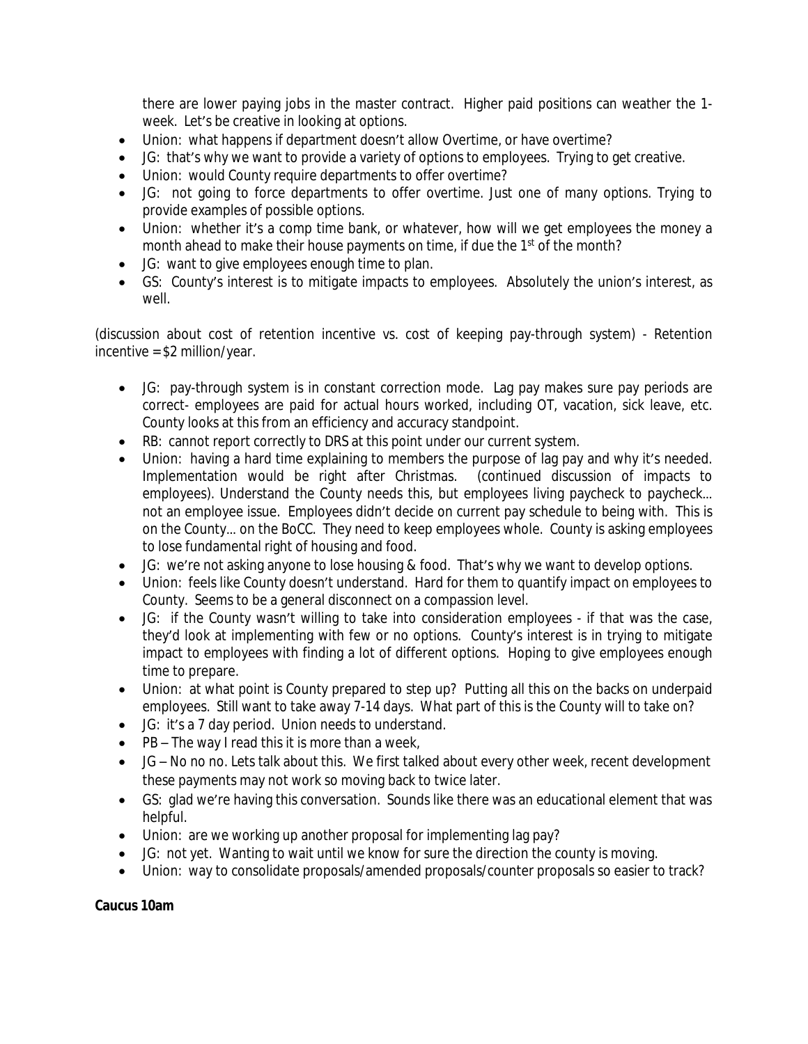there are lower paying jobs in the master contract. Higher paid positions can weather the 1-week. Let's be creative in looking at options.

- Union: what happens if department doesn't allow Overtime, or have overtime?
- JG: that's why we want to provide a variety of options to employees. Trying to get creative.
- Union: would County require departments to offer overtime?
- JG: not going to force departments to offer overtime. Just one of many options. Trying to provide examples of possible options.
- Union: whether it's a comp time bank, or whatever, how will we get employees the money a month ahead to make their house payments on time, if due the 1st of the month?
- JG: want to give employees enough time to plan.
- GS: County's interest is to mitigate impacts to employees. Absolutely the union's interest, as well.

(discussion about cost of retention incentive vs. cost of keeping pay-through system) - Retention incentive = $2 million/year.

- JG: pay-through system is in constant correction mode. Lag pay makes sure pay periods are correct- employees are paid for actual hours worked, including OT, vacation, sick leave, etc. County looks at this from an efficiency and accuracy standpoint.
- RB: cannot report correctly to DRS at this point under our current system.
- Union: having a hard time explaining to members the purpose of lag pay and why it's needed. Implementation would be right after Christmas. (continued discussion of impacts to employees). Understand the County needs this, but employees living paycheck to paycheck… not an employee issue. Employees didn't decide on current pay schedule to being with. This is on the County… on the BoCC. They need to keep employees whole. County is asking employees to lose fundamental right of housing and food.
- JG: we're not asking anyone to lose housing & food. That's why we want to develop options.
- Union: feels like County doesn't understand. Hard for them to quantify impact on employees to County. Seems to be a general disconnect on a compassion level.
- JG: if the County wasn't willing to take into consideration employees - if that was the case, they'd look at implementing with few or no options. County's interest is in trying to mitigate impact to employees with finding a lot of different options. Hoping to give employees enough time to prepare.
- Union: at what point is County prepared to step up? Putting all this on the backs on underpaid employees. Still want to take away 7-14 days. What part of this is the County will to take on?
- JG: it's a 7 day period. Union needs to understand.
- PB – The way I read this it is more than a week,
- JG – No no no. Lets talk about this. We first talked about every other week, recent development these payments may not work so moving back to twice later.
- GS: glad we're having this conversation. Sounds like there was an educational element that was helpful.
- Union: are we working up another proposal for implementing lag pay?
- JG: not yet. Wanting to wait until we know for sure the direction the county is moving.
- Union: way to consolidate proposals/amended proposals/counter proposals so easier to track?

**Caucus 10am**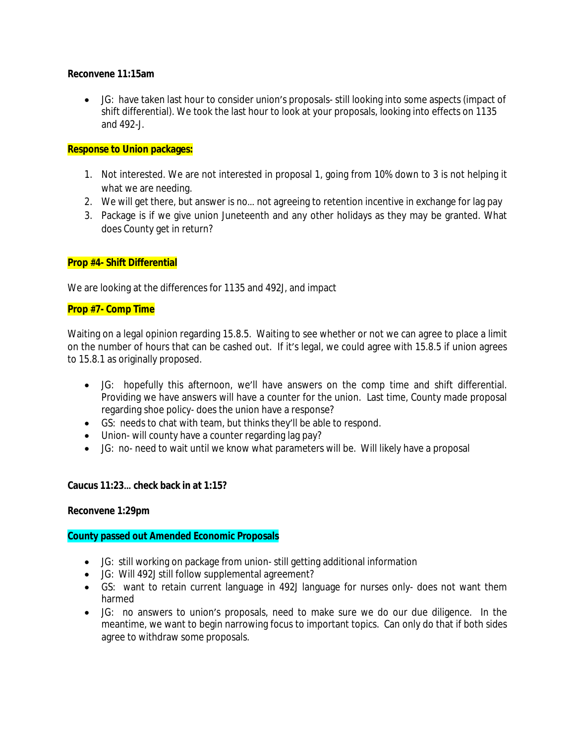**Reconvene 11:15am**

- JG: have taken last hour to consider union's proposals- still looking into some aspects (impact of shift differential). We took the last hour to look at your proposals, looking into effects on 1135 and 492-J.

**Response to Union packages:**

1. Not interested. We are not interested in proposal 1, going from 10% down to 3 is not helping it what we are needing.
2. We will get there, but answer is no… not agreeing to retention incentive in exchange for lag pay
3. Package is if we give union Juneteenth and any other holidays as they may be granted. What does County get in return?

**Prop #4- Shift Differential**

We are looking at the differences for 1135 and 492J, and impact

**Prop #7- Comp Time**

Waiting on a legal opinion regarding 15.8.5. Waiting to see whether or not we can agree to place a limit on the number of hours that can be cashed out. If it's legal, we could agree with 15.8.5 if union agrees to 15.8.1 as originally proposed.

- JG: hopefully this afternoon, we'll have answers on the comp time and shift differential. Providing we have answers will have a counter for the union. Last time, County made proposal regarding shoe policy- does the union have a response?
- GS: needs to chat with team, but thinks they'll be able to respond.
- Union- will county have a counter regarding lag pay?
- JG: no- need to wait until we know what parameters will be. Will likely have a proposal

**Caucus 11:23… check back in at 1:15?**

**Reconvene 1:29pm**

**County passed out Amended Economic Proposals**

- JG: still working on package from union- still getting additional information
- JG: Will 492J still follow supplemental agreement?
- GS: want to retain current language in 492J language for nurses only- does not want them harmed
- JG: no answers to union's proposals, need to make sure we do our due diligence. In the meantime, we want to begin narrowing focus to important topics. Can only do that if both sides agree to withdraw some proposals.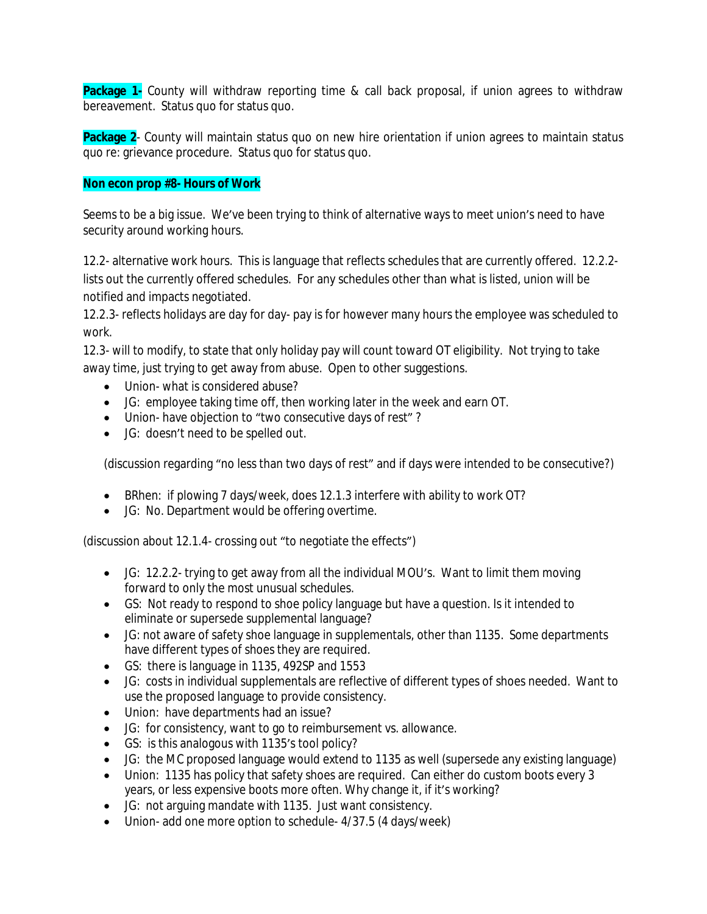**Package 1-** County will withdraw reporting time & call back proposal, if union agrees to withdraw bereavement. Status quo for status quo.

**Package 2**- County will maintain status quo on new hire orientation if union agrees to maintain status quo re: grievance procedure. Status quo for status quo.

**Non econ prop #8- Hours of Work**

Seems to be a big issue. We've been trying to think of alternative ways to meet union's need to have security around working hours.

12.2- alternative work hours. This is language that reflects schedules that are currently offered. 12.2.2- lists out the currently offered schedules. For any schedules other than what is listed, union will be notified and impacts negotiated.

12.2.3- reflects holidays are day for day- pay is for however many hours the employee was scheduled to work.

12.3- will to modify, to state that only holiday pay will count toward OT eligibility. Not trying to take away time, just trying to get away from abuse. Open to other suggestions.

- Union- what is considered abuse?
- JG: employee taking time off, then working later in the week and earn OT.
- Union- have objection to "two consecutive days of rest" ?
- JG: doesn't need to be spelled out.

(discussion regarding "no less than two days of rest" and if days were intended to be consecutive?)

- BRhen: if plowing 7 days/week, does 12.1.3 interfere with ability to work OT?
- JG: No. Department would be offering overtime.

(discussion about 12.1.4- crossing out "to negotiate the effects")

- JG: 12.2.2- trying to get away from all the individual MOU's. Want to limit them moving forward to only the most unusual schedules.
- GS: Not ready to respond to shoe policy language but have a question. Is it intended to eliminate or supersede supplemental language?
- JG: not aware of safety shoe language in supplementals, other than 1135. Some departments have different types of shoes they are required.
- GS: there is language in 1135, 492SP and 1553
- JG: costs in individual supplementals are reflective of different types of shoes needed. Want to use the proposed language to provide consistency.
- Union: have departments had an issue?
- JG: for consistency, want to go to reimbursement vs. allowance.
- GS: is this analogous with 1135's tool policy?
- JG: the MC proposed language would extend to 1135 as well (supersede any existing language)
- Union: 1135 has policy that safety shoes are required. Can either do custom boots every 3 years, or less expensive boots more often. Why change it, if it's working?
- JG: not arguing mandate with 1135. Just want consistency.
- Union- add one more option to schedule- 4/37.5 (4 days/week)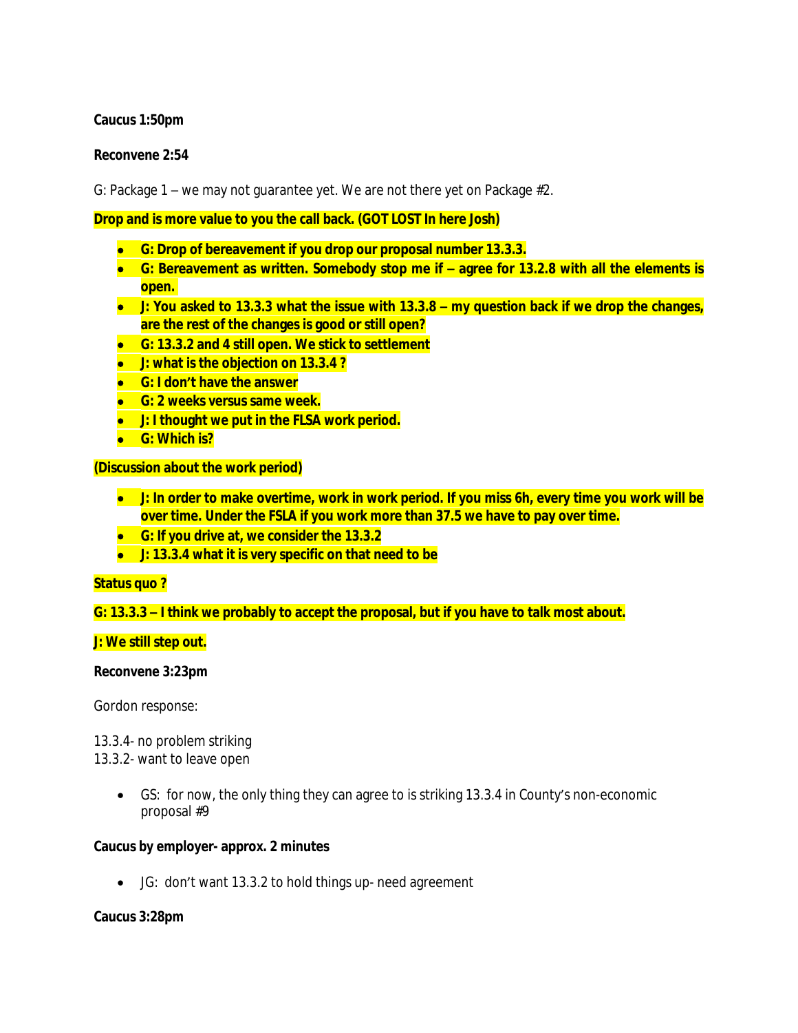**Caucus 1:50pm**

**Reconvene 2:54**

G: Package 1 – we may not guarantee yet. We are not there yet on Package #2.

**Drop and is more value to you the call back. (GOT LOST In here Josh)**

- **G: Drop of bereavement if you drop our proposal number 13.3.3.**
- **G: Bereavement as written. Somebody stop me if – agree for 13.2.8 with all the elements is open.**
- **J: You asked to 13.3.3 what the issue with 13.3.8 – my question back if we drop the changes, are the rest of the changes is good or still open?**
- **G: 13.3.2 and 4 still open. We stick to settlement**
- **J: what is the objection on 13.3.4 ?**
- **G: I don't have the answer**
- **G: 2 weeks versus same week.**
- **J: I thought we put in the FLSA work period.**
- **G: Which is?**

**(Discussion about the work period)**

- **J: In order to make overtime, work in work period. If you miss 6h, every time you work will be over time. Under the FSLA if you work more than 37.5 we have to pay over time.**
- **G: If you drive at, we consider the 13.3.2**
- **J: 13.3.4 what it is very specific on that need to be**

**Status quo ?**

**G: 13.3.3 – I think we probably to accept the proposal, but if you have to talk most about.**

**J: We still step out.**

**Reconvene 3:23pm**

Gordon response:

13.3.4- no problem striking
13.3.2- want to leave open

- GS: for now, the only thing they can agree to is striking 13.3.4 in County's non-economic proposal #9

**Caucus by employer- approx. 2 minutes**

- JG: don't want 13.3.2 to hold things up- need agreement

**Caucus 3:28pm**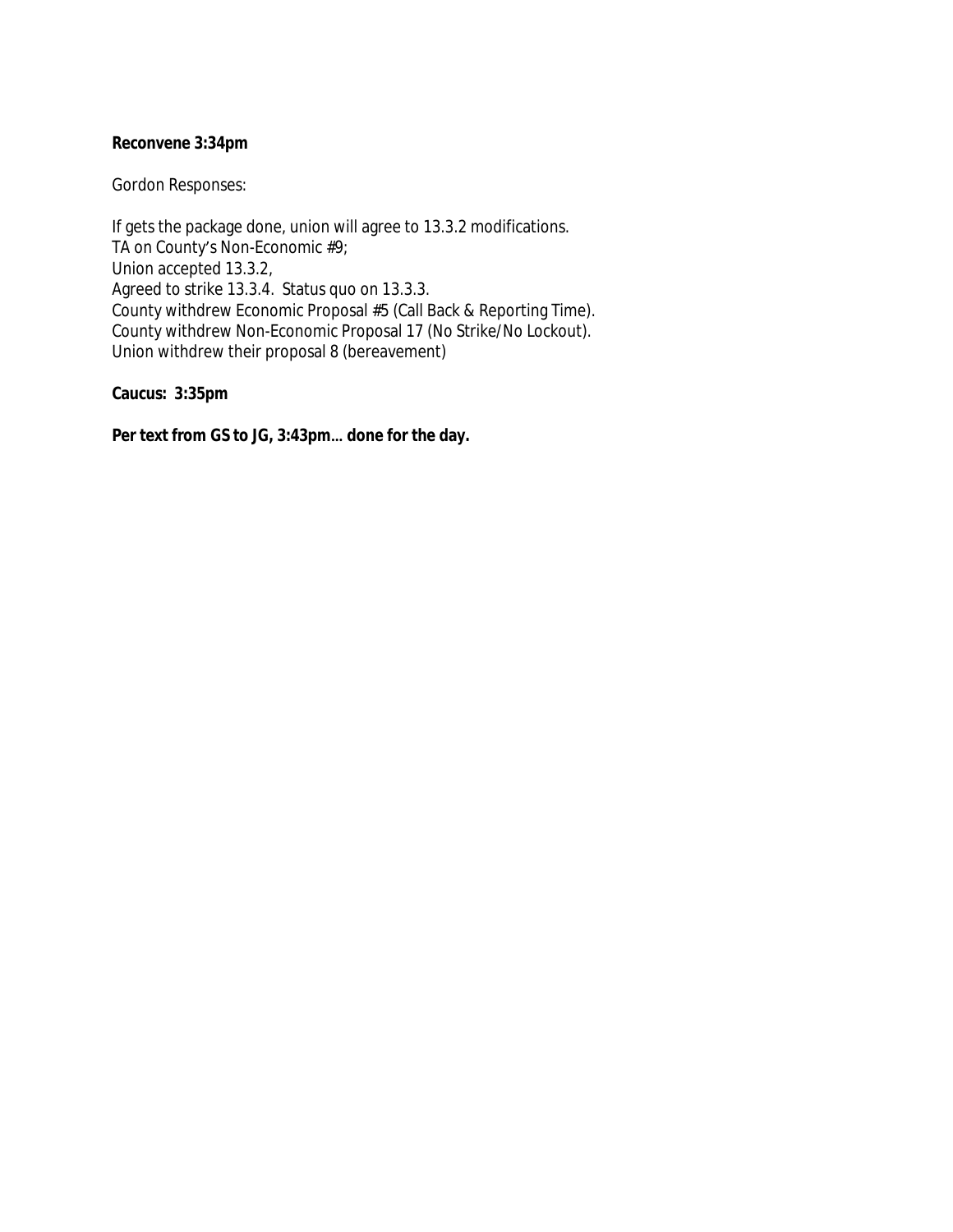**Reconvene 3:34pm**

Gordon Responses:

If gets the package done, union will agree to 13.3.2 modifications.
TA on County's Non-Economic #9;
Union accepted 13.3.2,
Agreed to strike 13.3.4. Status quo on 13.3.3.
County withdrew Economic Proposal #5 (Call Back & Reporting Time).
County withdrew Non-Economic Proposal 17 (No Strike/No Lockout).
Union withdrew their proposal 8 (bereavement)

**Caucus: 3:35pm**

**Per text from GS to JG, 3:43pm… done for the day.**